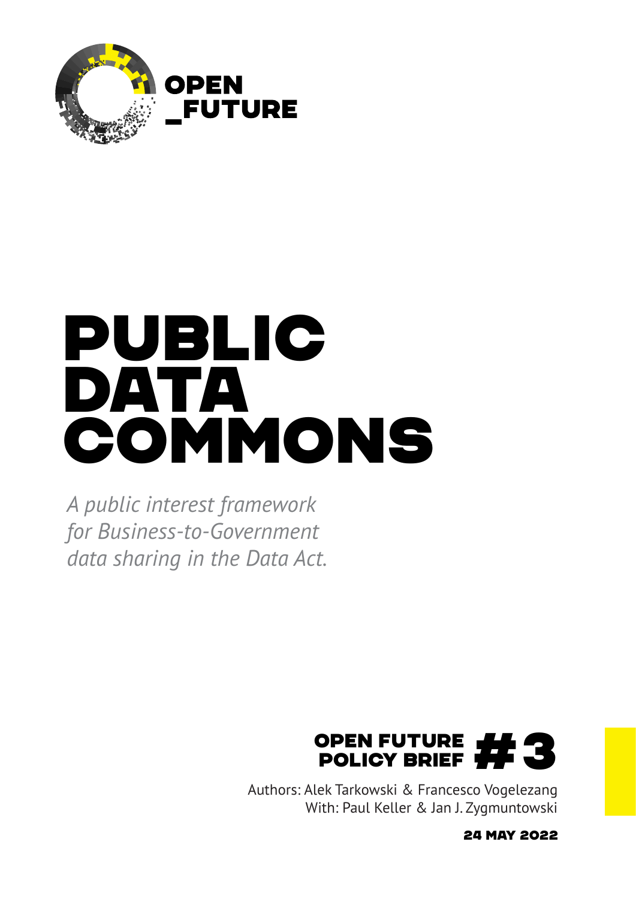OPEN
_FUTURE

# PUBLIC DATA COMMONS

*A public interest framework for Business-to-Government data sharing in the Data Act.*

**OPEN FUTURE POLICY BRIEF #3**

Authors: Alek Tarkowski & Francesco Vogelezang
With: Paul Keller & Jan J. Zygmuntowski

**24 MAY 2022**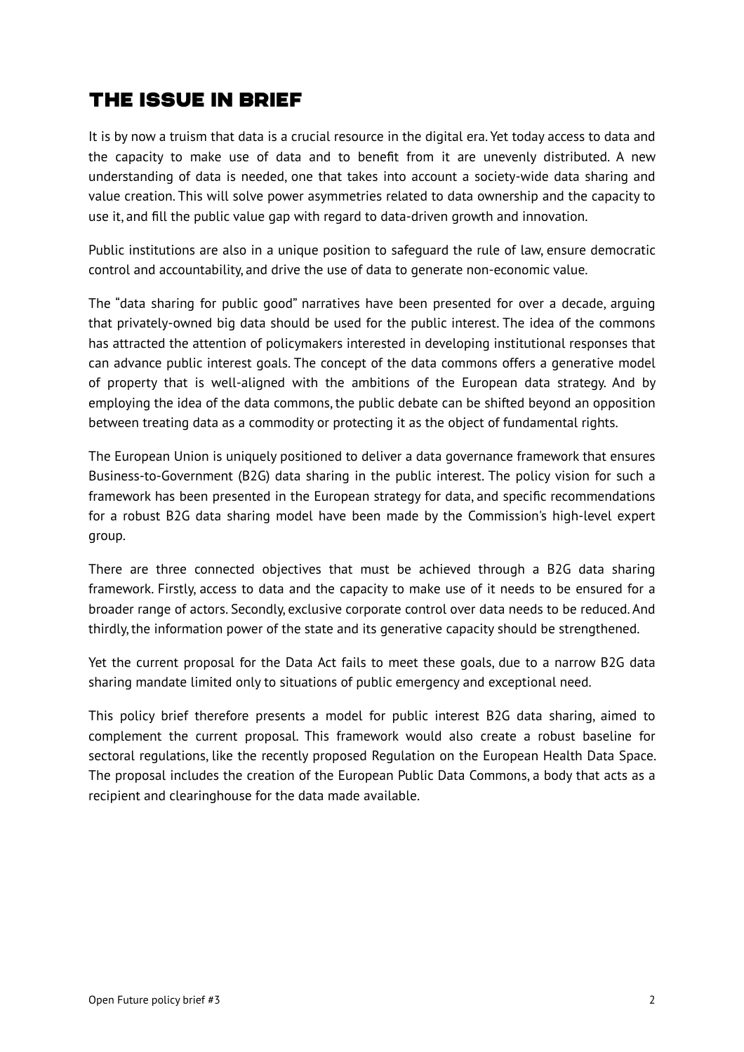## THE ISSUE IN BRIEF

It is by now a truism that data is a crucial resource in the digital era. Yet today access to data and the capacity to make use of data and to benefit from it are unevenly distributed. A new understanding of data is needed, one that takes into account a society-wide data sharing and value creation. This will solve power asymmetries related to data ownership and the capacity to use it, and fill the public value gap with regard to data-driven growth and innovation.

Public institutions are also in a unique position to safeguard the rule of law, ensure democratic control and accountability, and drive the use of data to generate non-economic value.

The "data sharing for public good" narratives have been presented for over a decade, arguing that privately-owned big data should be used for the public interest. The idea of the commons has attracted the attention of policymakers interested in developing institutional responses that can advance public interest goals. The concept of the data commons offers a generative model of property that is well-aligned with the ambitions of the European data strategy. And by employing the idea of the data commons, the public debate can be shifted beyond an opposition between treating data as a commodity or protecting it as the object of fundamental rights.

The European Union is uniquely positioned to deliver a data governance framework that ensures Business-to-Government (B2G) data sharing in the public interest. The policy vision for such a framework has been presented in the European strategy for data, and specific recommendations for a robust B2G data sharing model have been made by the Commission's high-level expert group.

There are three connected objectives that must be achieved through a B2G data sharing framework. Firstly, access to data and the capacity to make use of it needs to be ensured for a broader range of actors. Secondly, exclusive corporate control over data needs to be reduced. And thirdly, the information power of the state and its generative capacity should be strengthened.

Yet the current proposal for the Data Act fails to meet these goals, due to a narrow B2G data sharing mandate limited only to situations of public emergency and exceptional need.

This policy brief therefore presents a model for public interest B2G data sharing, aimed to complement the current proposal. This framework would also create a robust baseline for sectoral regulations, like the recently proposed Regulation on the European Health Data Space. The proposal includes the creation of the European Public Data Commons, a body that acts as a recipient and clearinghouse for the data made available.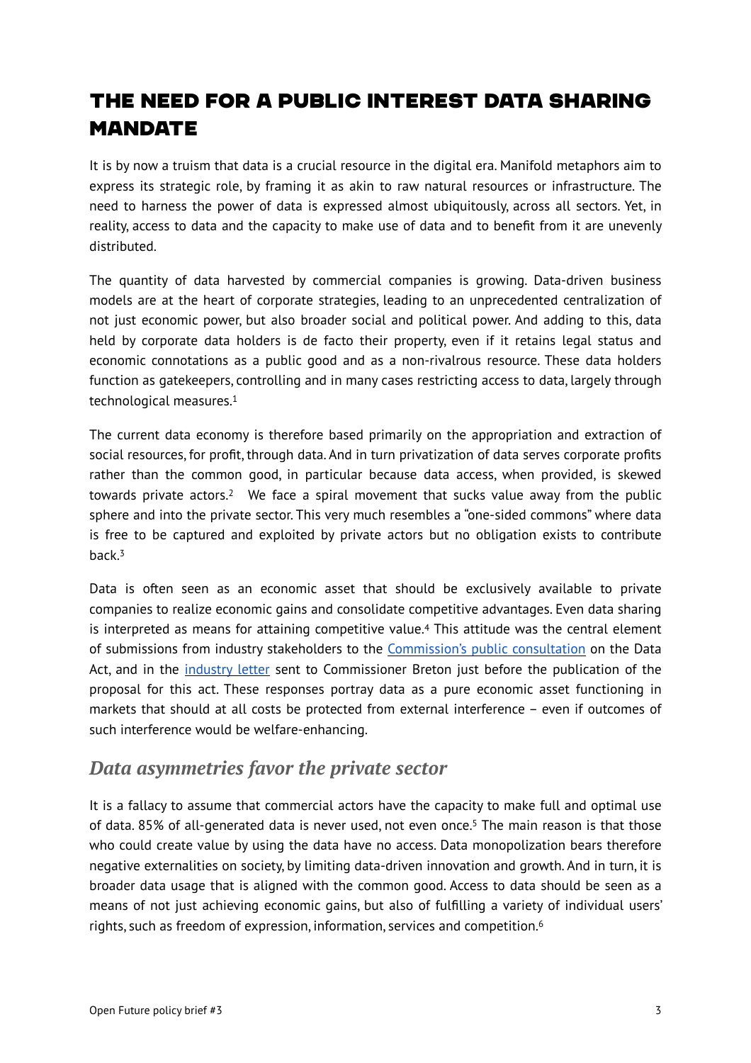# THE NEED FOR A PUBLIC INTEREST DATA SHARING MANDATE

It is by now a truism that data is a crucial resource in the digital era. Manifold metaphors aim to express its strategic role, by framing it as akin to raw natural resources or infrastructure. The need to harness the power of data is expressed almost ubiquitously, across all sectors. Yet, in reality, access to data and the capacity to make use of data and to benefit from it are unevenly distributed.

The quantity of data harvested by commercial companies is growing. Data-driven business models are at the heart of corporate strategies, leading to an unprecedented centralization of not just economic power, but also broader social and political power. And adding to this, data held by corporate data holders is de facto their property, even if it retains legal status and economic connotations as a public good and as a non-rivalrous resource. These data holders function as gatekeepers, controlling and in many cases restricting access to data, largely through technological measures.[1]

The current data economy is therefore based primarily on the appropriation and extraction of social resources, for profit, through data. And in turn privatization of data serves corporate profits rather than the common good, in particular because data access, when provided, is skewed towards private actors.[2] We face a spiral movement that sucks value away from the public sphere and into the private sector. This very much resembles a "one-sided commons" where data is free to be captured and exploited by private actors but no obligation exists to contribute back.[3]

Data is often seen as an economic asset that should be exclusively available to private companies to realize economic gains and consolidate competitive advantages. Even data sharing is interpreted as means for attaining competitive value.[4] This attitude was the central element of submissions from industry stakeholders to the Commission's public consultation on the Data Act, and in the industry letter sent to Commissioner Breton just before the publication of the proposal for this act. These responses portray data as a pure economic asset functioning in markets that should at all costs be protected from external interference – even if outcomes of such interference would be welfare-enhancing.

## *Data asymmetries favor the private sector*

It is a fallacy to assume that commercial actors have the capacity to make full and optimal use of data. 85% of all-generated data is never used, not even once.[5] The main reason is that those who could create value by using the data have no access. Data monopolization bears therefore negative externalities on society, by limiting data-driven innovation and growth. And in turn, it is broader data usage that is aligned with the common good. Access to data should be seen as a means of not just achieving economic gains, but also of fulfilling a variety of individual users' rights, such as freedom of expression, information, services and competition.[6]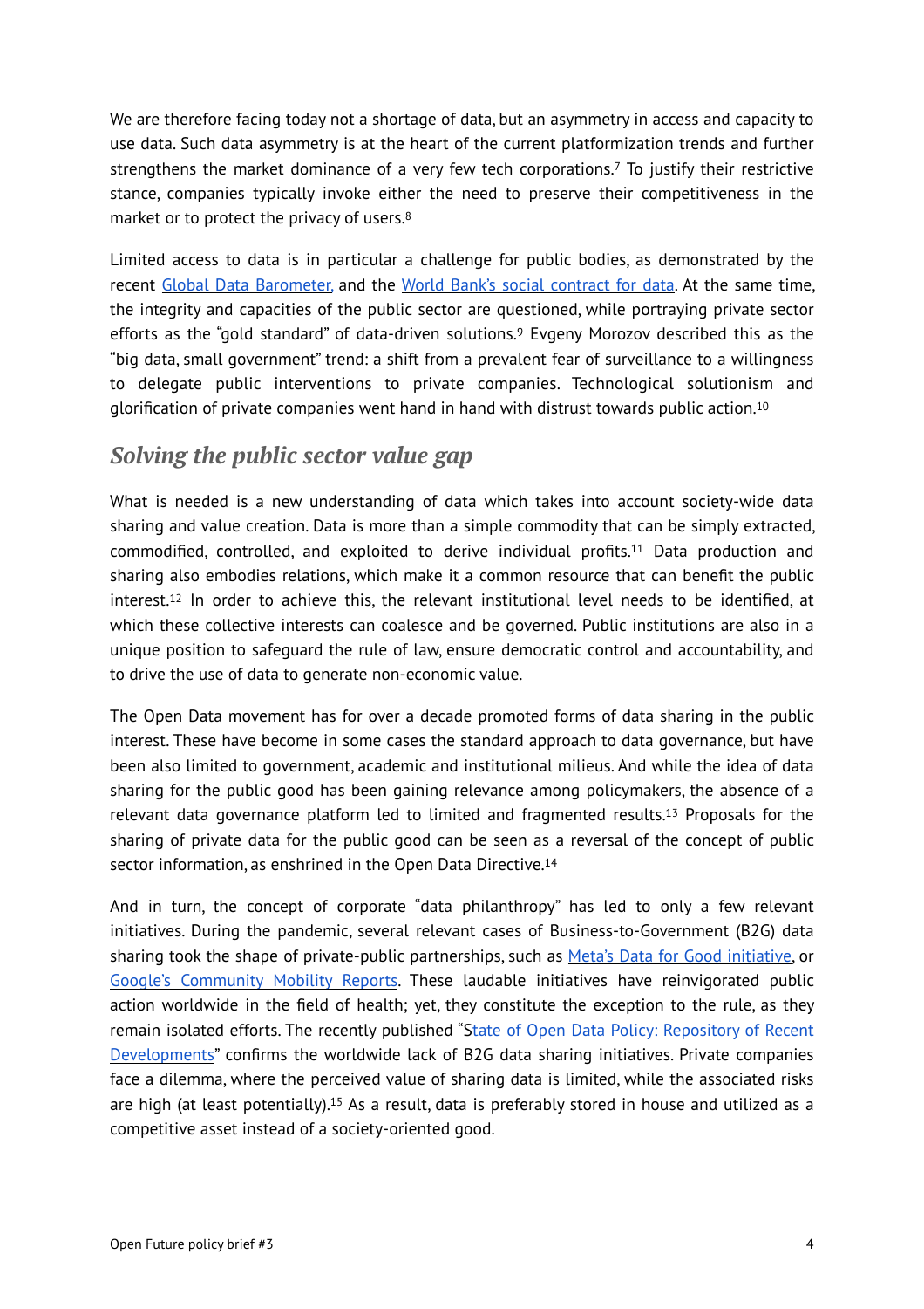We are therefore facing today not a shortage of data, but an asymmetry in access and capacity to use data. Such data asymmetry is at the heart of the current platformization trends and further strengthens the market dominance of a very few tech corporations.[7] To justify their restrictive stance, companies typically invoke either the need to preserve their competitiveness in the market or to protect the privacy of users.[8]

Limited access to data is in particular a challenge for public bodies, as demonstrated by the recent Global Data Barometer, and the World Bank's social contract for data. At the same time, the integrity and capacities of the public sector are questioned, while portraying private sector efforts as the "gold standard" of data-driven solutions.[9] Evgeny Morozov described this as the "big data, small government" trend: a shift from a prevalent fear of surveillance to a willingness to delegate public interventions to private companies. Technological solutionism and glorification of private companies went hand in hand with distrust towards public action.[10]

## *Solving the public sector value gap*

What is needed is a new understanding of data which takes into account society-wide data sharing and value creation. Data is more than a simple commodity that can be simply extracted, commodified, controlled, and exploited to derive individual profits.[11] Data production and sharing also embodies relations, which make it a common resource that can benefit the public interest.[12] In order to achieve this, the relevant institutional level needs to be identified, at which these collective interests can coalesce and be governed. Public institutions are also in a unique position to safeguard the rule of law, ensure democratic control and accountability, and to drive the use of data to generate non-economic value.

The Open Data movement has for over a decade promoted forms of data sharing in the public interest. These have become in some cases the standard approach to data governance, but have been also limited to government, academic and institutional milieus. And while the idea of data sharing for the public good has been gaining relevance among policymakers, the absence of a relevant data governance platform led to limited and fragmented results.[13] Proposals for the sharing of private data for the public good can be seen as a reversal of the concept of public sector information, as enshrined in the Open Data Directive.[14]

And in turn, the concept of corporate "data philanthropy" has led to only a few relevant initiatives. During the pandemic, several relevant cases of Business-to-Government (B2G) data sharing took the shape of private-public partnerships, such as Meta's Data for Good initiative, or Google's Community Mobility Reports. These laudable initiatives have reinvigorated public action worldwide in the field of health; yet, they constitute the exception to the rule, as they remain isolated efforts. The recently published "State of Open Data Policy: Repository of Recent Developments" confirms the worldwide lack of B2G data sharing initiatives. Private companies face a dilemma, where the perceived value of sharing data is limited, while the associated risks are high (at least potentially).[15] As a result, data is preferably stored in house and utilized as a competitive asset instead of a society-oriented good.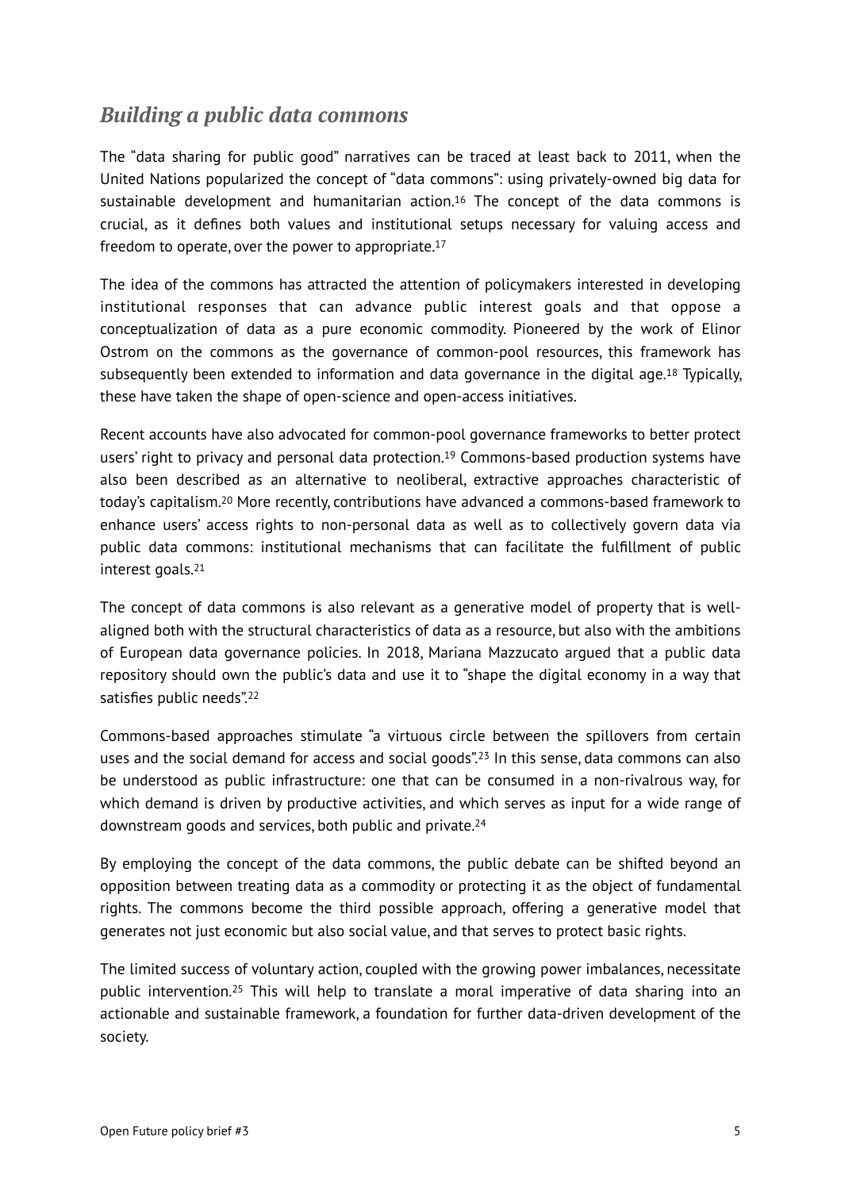## *Building a public data commons*

The "data sharing for public good" narratives can be traced at least back to 2011, when the United Nations popularized the concept of "data commons": using privately-owned big data for sustainable development and humanitarian action.[16] The concept of the data commons is crucial, as it defines both values and institutional setups necessary for valuing access and freedom to operate, over the power to appropriate.[17]

The idea of the commons has attracted the attention of policymakers interested in developing institutional responses that can advance public interest goals and that oppose a conceptualization of data as a pure economic commodity. Pioneered by the work of Elinor Ostrom on the commons as the governance of common-pool resources, this framework has subsequently been extended to information and data governance in the digital age.[18] Typically, these have taken the shape of open-science and open-access initiatives.

Recent accounts have also advocated for common-pool governance frameworks to better protect users' right to privacy and personal data protection.[19] Commons-based production systems have also been described as an alternative to neoliberal, extractive approaches characteristic of today's capitalism.[20] More recently, contributions have advanced a commons-based framework to enhance users' access rights to non-personal data as well as to collectively govern data via public data commons: institutional mechanisms that can facilitate the fulfillment of public interest goals.[21]

The concept of data commons is also relevant as a generative model of property that is well-aligned both with the structural characteristics of data as a resource, but also with the ambitions of European data governance policies. In 2018, Mariana Mazzucato argued that a public data repository should own the public's data and use it to "shape the digital economy in a way that satisfies public needs".[22]

Commons-based approaches stimulate "a virtuous circle between the spillovers from certain uses and the social demand for access and social goods".[23] In this sense, data commons can also be understood as public infrastructure: one that can be consumed in a non-rivalrous way, for which demand is driven by productive activities, and which serves as input for a wide range of downstream goods and services, both public and private.[24]

By employing the concept of the data commons, the public debate can be shifted beyond an opposition between treating data as a commodity or protecting it as the object of fundamental rights. The commons become the third possible approach, offering a generative model that generates not just economic but also social value, and that serves to protect basic rights.

The limited success of voluntary action, coupled with the growing power imbalances, necessitate public intervention.[25] This will help to translate a moral imperative of data sharing into an actionable and sustainable framework, a foundation for further data-driven development of the society.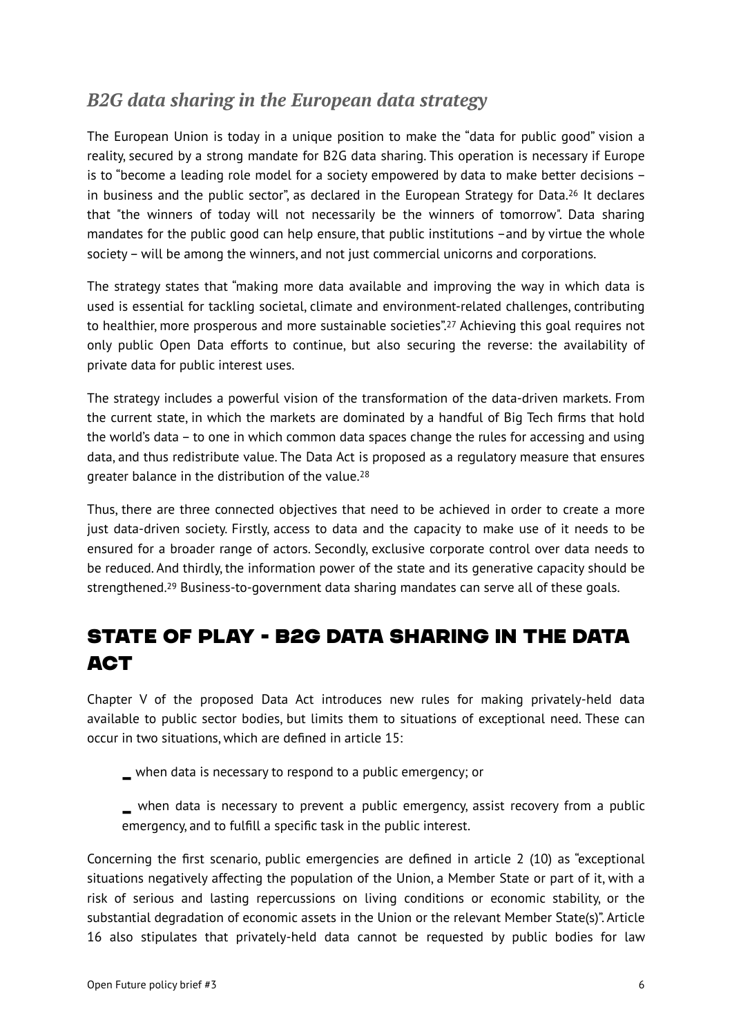### *B2G data sharing in the European data strategy*

The European Union is today in a unique position to make the "data for public good" vision a reality, secured by a strong mandate for B2G data sharing. This operation is necessary if Europe is to "become a leading role model for a society empowered by data to make better decisions – in business and the public sector", as declared in the European Strategy for Data.[26] It declares that "the winners of today will not necessarily be the winners of tomorrow". Data sharing mandates for the public good can help ensure, that public institutions –and by virtue the whole society – will be among the winners, and not just commercial unicorns and corporations.

The strategy states that "making more data available and improving the way in which data is used is essential for tackling societal, climate and environment-related challenges, contributing to healthier, more prosperous and more sustainable societies".[27] Achieving this goal requires not only public Open Data efforts to continue, but also securing the reverse: the availability of private data for public interest uses.

The strategy includes a powerful vision of the transformation of the data-driven markets. From the current state, in which the markets are dominated by a handful of Big Tech firms that hold the world's data – to one in which common data spaces change the rules for accessing and using data, and thus redistribute value. The Data Act is proposed as a regulatory measure that ensures greater balance in the distribution of the value.[28]

Thus, there are three connected objectives that need to be achieved in order to create a more just data-driven society. Firstly, access to data and the capacity to make use of it needs to be ensured for a broader range of actors. Secondly, exclusive corporate control over data needs to be reduced. And thirdly, the information power of the state and its generative capacity should be strengthened.[29] Business-to-government data sharing mandates can serve all of these goals.

## STATE OF PLAY - B2G DATA SHARING IN THE DATA ACT

Chapter V of the proposed Data Act introduces new rules for making privately-held data available to public sector bodies, but limits them to situations of exceptional need. These can occur in two situations, which are defined in article 15:

- when data is necessary to respond to a public emergency; or
- when data is necessary to prevent a public emergency, assist recovery from a public emergency, and to fulfill a specific task in the public interest.

Concerning the first scenario, public emergencies are defined in article 2 (10) as "exceptional situations negatively affecting the population of the Union, a Member State or part of it, with a risk of serious and lasting repercussions on living conditions or economic stability, or the substantial degradation of economic assets in the Union or the relevant Member State(s)". Article 16 also stipulates that privately-held data cannot be requested by public bodies for law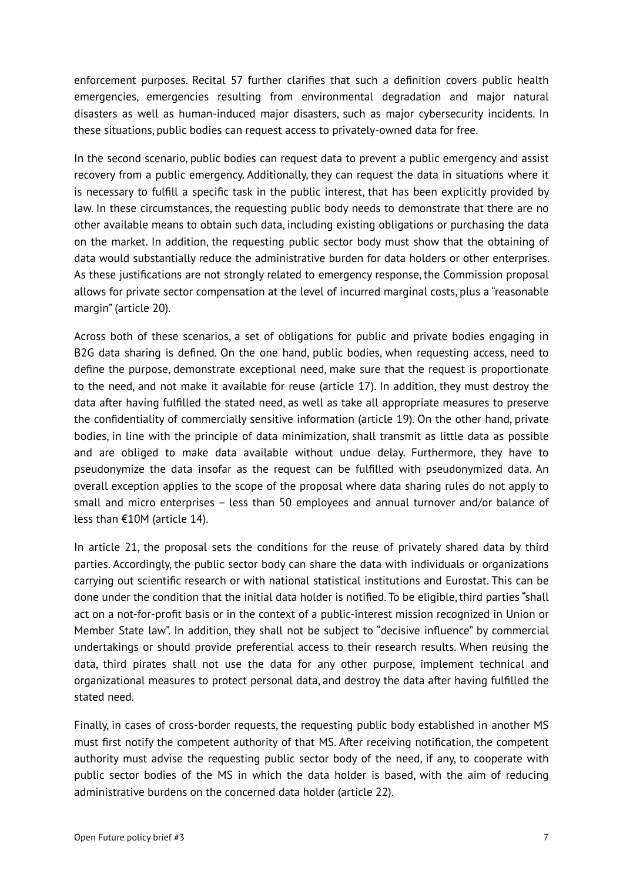enforcement purposes. Recital 57 further clarifies that such a definition covers public health emergencies, emergencies resulting from environmental degradation and major natural disasters as well as human-induced major disasters, such as major cybersecurity incidents. In these situations, public bodies can request access to privately-owned data for free.

In the second scenario, public bodies can request data to prevent a public emergency and assist recovery from a public emergency. Additionally, they can request the data in situations where it is necessary to fulfill a specific task in the public interest, that has been explicitly provided by law. In these circumstances, the requesting public body needs to demonstrate that there are no other available means to obtain such data, including existing obligations or purchasing the data on the market. In addition, the requesting public sector body must show that the obtaining of data would substantially reduce the administrative burden for data holders or other enterprises. As these justifications are not strongly related to emergency response, the Commission proposal allows for private sector compensation at the level of incurred marginal costs, plus a "reasonable margin" (article 20).

Across both of these scenarios, a set of obligations for public and private bodies engaging in B2G data sharing is defined. On the one hand, public bodies, when requesting access, need to define the purpose, demonstrate exceptional need, make sure that the request is proportionate to the need, and not make it available for reuse (article 17). In addition, they must destroy the data after having fulfilled the stated need, as well as take all appropriate measures to preserve the confidentiality of commercially sensitive information (article 19). On the other hand, private bodies, in line with the principle of data minimization, shall transmit as little data as possible and are obliged to make data available without undue delay. Furthermore, they have to pseudonymize the data insofar as the request can be fulfilled with pseudonymized data. An overall exception applies to the scope of the proposal where data sharing rules do not apply to small and micro enterprises – less than 50 employees and annual turnover and/or balance of less than €10M (article 14).

In article 21, the proposal sets the conditions for the reuse of privately shared data by third parties. Accordingly, the public sector body can share the data with individuals or organizations carrying out scientific research or with national statistical institutions and Eurostat. This can be done under the condition that the initial data holder is notified. To be eligible, third parties "shall act on a not-for-profit basis or in the context of a public-interest mission recognized in Union or Member State law". In addition, they shall not be subject to "decisive influence" by commercial undertakings or should provide preferential access to their research results. When reusing the data, third pirates shall not use the data for any other purpose, implement technical and organizational measures to protect personal data, and destroy the data after having fulfilled the stated need.

Finally, in cases of cross-border requests, the requesting public body established in another MS must first notify the competent authority of that MS. After receiving notification, the competent authority must advise the requesting public sector body of the need, if any, to cooperate with public sector bodies of the MS in which the data holder is based, with the aim of reducing administrative burdens on the concerned data holder (article 22).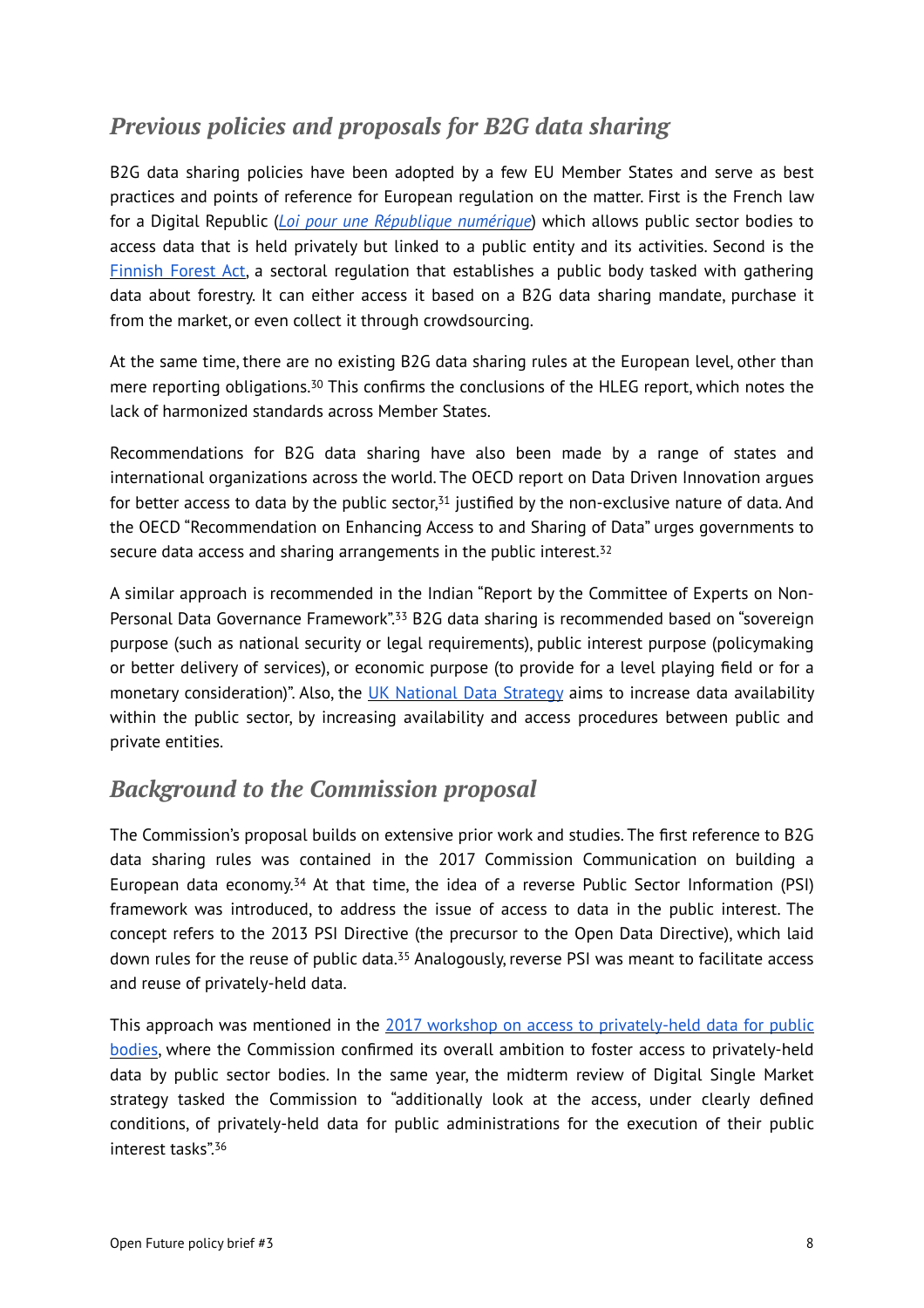## *Previous policies and proposals for B2G data sharing*

B2G data sharing policies have been adopted by a few EU Member States and serve as best practices and points of reference for European regulation on the matter. First is the French law for a Digital Republic (*Loi pour une République numérique*) which allows public sector bodies to access data that is held privately but linked to a public entity and its activities. Second is the Finnish Forest Act, a sectoral regulation that establishes a public body tasked with gathering data about forestry. It can either access it based on a B2G data sharing mandate, purchase it from the market, or even collect it through crowdsourcing.

At the same time, there are no existing B2G data sharing rules at the European level, other than mere reporting obligations.[30] This confirms the conclusions of the HLEG report, which notes the lack of harmonized standards across Member States.

Recommendations for B2G data sharing have also been made by a range of states and international organizations across the world. The OECD report on Data Driven Innovation argues for better access to data by the public sector,[31] justified by the non-exclusive nature of data. And the OECD "Recommendation on Enhancing Access to and Sharing of Data" urges governments to secure data access and sharing arrangements in the public interest.[32]

A similar approach is recommended in the Indian "Report by the Committee of Experts on Non-Personal Data Governance Framework".[33] B2G data sharing is recommended based on "sovereign purpose (such as national security or legal requirements), public interest purpose (policymaking or better delivery of services), or economic purpose (to provide for a level playing field or for a monetary consideration)". Also, the UK National Data Strategy aims to increase data availability within the public sector, by increasing availability and access procedures between public and private entities.

## *Background to the Commission proposal*

The Commission's proposal builds on extensive prior work and studies. The first reference to B2G data sharing rules was contained in the 2017 Commission Communication on building a European data economy.[34] At that time, the idea of a reverse Public Sector Information (PSI) framework was introduced, to address the issue of access to data in the public interest. The concept refers to the 2013 PSI Directive (the precursor to the Open Data Directive), which laid down rules for the reuse of public data.[35] Analogously, reverse PSI was meant to facilitate access and reuse of privately-held data.

This approach was mentioned in the 2017 workshop on access to privately-held data for public bodies, where the Commission confirmed its overall ambition to foster access to privately-held data by public sector bodies. In the same year, the midterm review of Digital Single Market strategy tasked the Commission to "additionally look at the access, under clearly defined conditions, of privately-held data for public administrations for the execution of their public interest tasks".[36]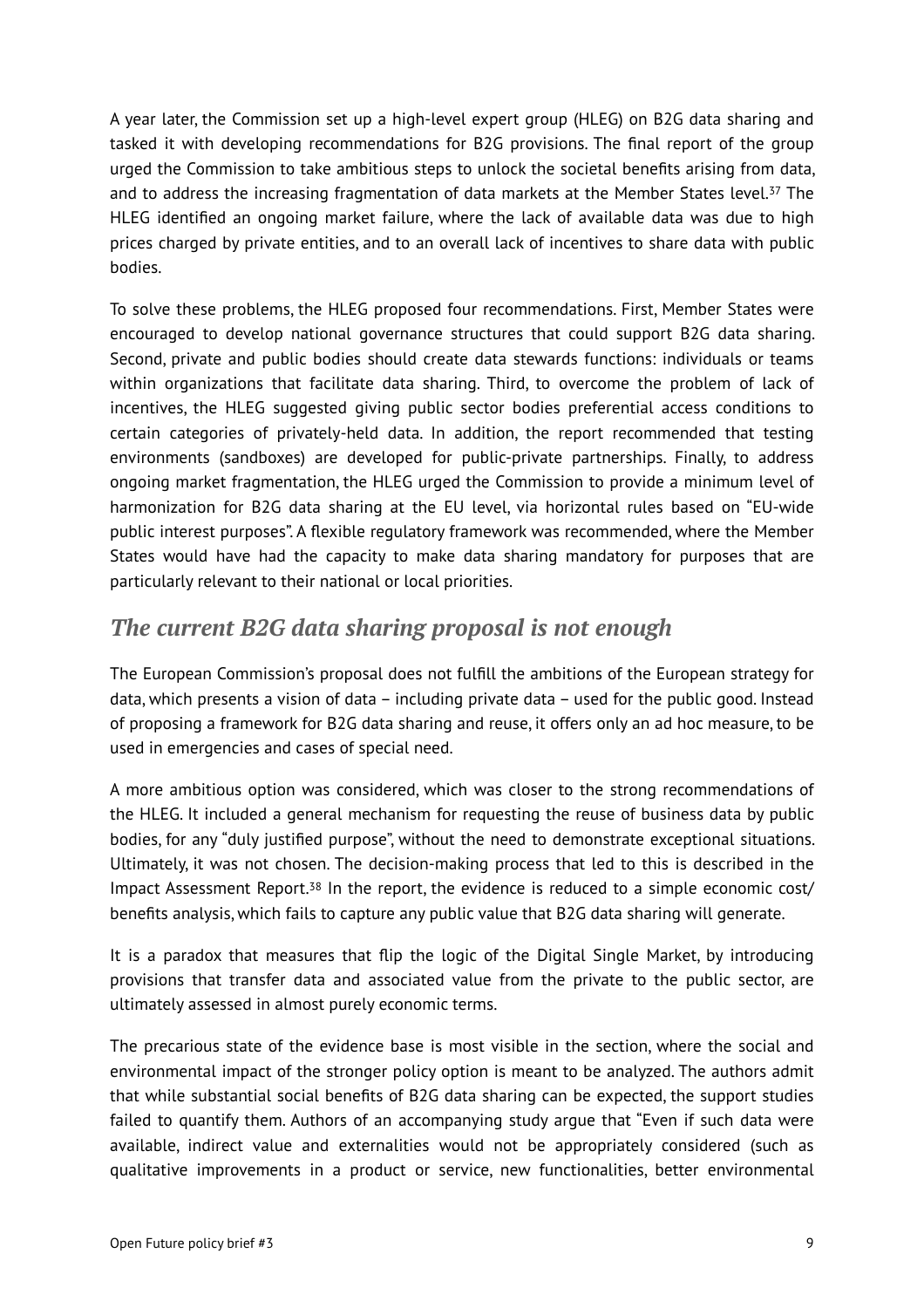A year later, the Commission set up a high-level expert group (HLEG) on B2G data sharing and tasked it with developing recommendations for B2G provisions. The final report of the group urged the Commission to take ambitious steps to unlock the societal benefits arising from data, and to address the increasing fragmentation of data markets at the Member States level.[37] The HLEG identified an ongoing market failure, where the lack of available data was due to high prices charged by private entities, and to an overall lack of incentives to share data with public bodies.

To solve these problems, the HLEG proposed four recommendations. First, Member States were encouraged to develop national governance structures that could support B2G data sharing. Second, private and public bodies should create data stewards functions: individuals or teams within organizations that facilitate data sharing. Third, to overcome the problem of lack of incentives, the HLEG suggested giving public sector bodies preferential access conditions to certain categories of privately-held data. In addition, the report recommended that testing environments (sandboxes) are developed for public-private partnerships. Finally, to address ongoing market fragmentation, the HLEG urged the Commission to provide a minimum level of harmonization for B2G data sharing at the EU level, via horizontal rules based on "EU-wide public interest purposes". A flexible regulatory framework was recommended, where the Member States would have had the capacity to make data sharing mandatory for purposes that are particularly relevant to their national or local priorities.

## *The current B2G data sharing proposal is not enough*

The European Commission's proposal does not fulfill the ambitions of the European strategy for data, which presents a vision of data – including private data – used for the public good. Instead of proposing a framework for B2G data sharing and reuse, it offers only an ad hoc measure, to be used in emergencies and cases of special need.

A more ambitious option was considered, which was closer to the strong recommendations of the HLEG. It included a general mechanism for requesting the reuse of business data by public bodies, for any "duly justified purpose", without the need to demonstrate exceptional situations. Ultimately, it was not chosen. The decision-making process that led to this is described in the Impact Assessment Report.[38] In the report, the evidence is reduced to a simple economic cost/benefits analysis, which fails to capture any public value that B2G data sharing will generate.

It is a paradox that measures that flip the logic of the Digital Single Market, by introducing provisions that transfer data and associated value from the private to the public sector, are ultimately assessed in almost purely economic terms.

The precarious state of the evidence base is most visible in the section, where the social and environmental impact of the stronger policy option is meant to be analyzed. The authors admit that while substantial social benefits of B2G data sharing can be expected, the support studies failed to quantify them. Authors of an accompanying study argue that "Even if such data were available, indirect value and externalities would not be appropriately considered (such as qualitative improvements in a product or service, new functionalities, better environmental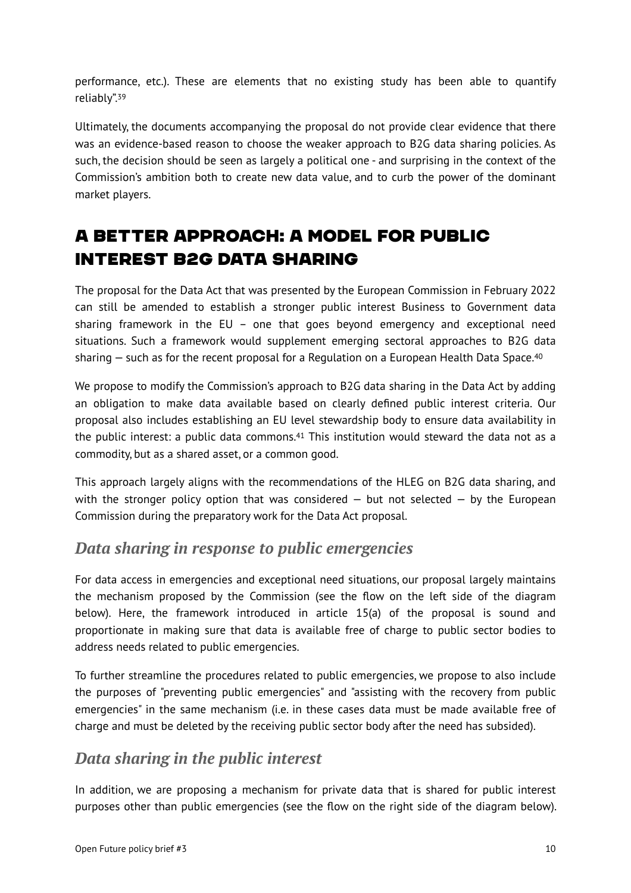performance, etc.). These are elements that no existing study has been able to quantify reliably".[39]

Ultimately, the documents accompanying the proposal do not provide clear evidence that there was an evidence-based reason to choose the weaker approach to B2G data sharing policies. As such, the decision should be seen as largely a political one - and surprising in the context of the Commission's ambition both to create new data value, and to curb the power of the dominant market players.

## A BETTER APPROACH: A MODEL FOR PUBLIC INTEREST B2G DATA SHARING

The proposal for the Data Act that was presented by the European Commission in February 2022 can still be amended to establish a stronger public interest Business to Government data sharing framework in the EU – one that goes beyond emergency and exceptional need situations. Such a framework would supplement emerging sectoral approaches to B2G data sharing — such as for the recent proposal for a Regulation on a European Health Data Space.[40]

We propose to modify the Commission's approach to B2G data sharing in the Data Act by adding an obligation to make data available based on clearly defined public interest criteria. Our proposal also includes establishing an EU level stewardship body to ensure data availability in the public interest: a public data commons.[41] This institution would steward the data not as a commodity, but as a shared asset, or a common good.

This approach largely aligns with the recommendations of the HLEG on B2G data sharing, and with the stronger policy option that was considered — but not selected — by the European Commission during the preparatory work for the Data Act proposal.

### *Data sharing in response to public emergencies*

For data access in emergencies and exceptional need situations, our proposal largely maintains the mechanism proposed by the Commission (see the flow on the left side of the diagram below). Here, the framework introduced in article 15(a) of the proposal is sound and proportionate in making sure that data is available free of charge to public sector bodies to address needs related to public emergencies.

To further streamline the procedures related to public emergencies, we propose to also include the purposes of "preventing public emergencies" and "assisting with the recovery from public emergencies" in the same mechanism (i.e. in these cases data must be made available free of charge and must be deleted by the receiving public sector body after the need has subsided).

### *Data sharing in the public interest*

In addition, we are proposing a mechanism for private data that is shared for public interest purposes other than public emergencies (see the flow on the right side of the diagram below).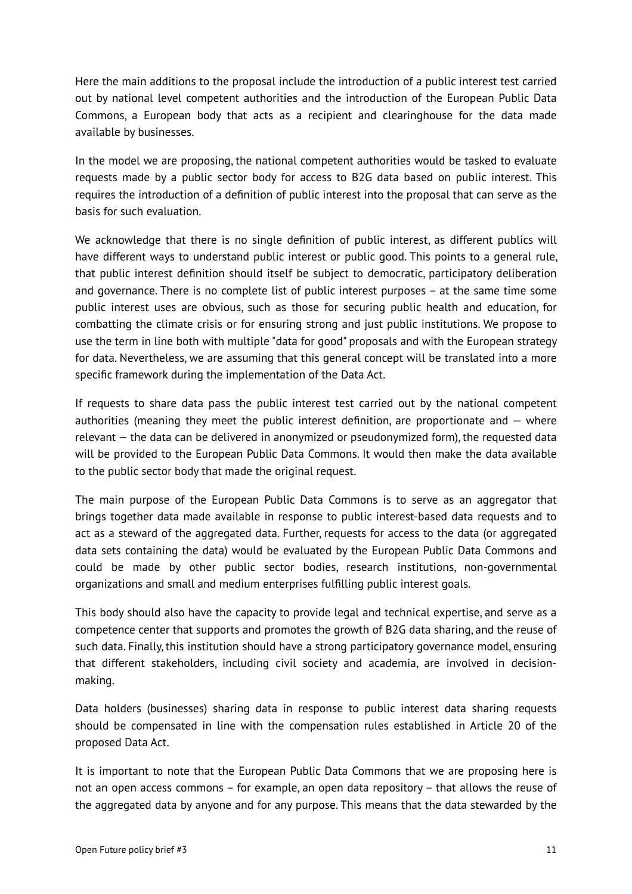Here the main additions to the proposal include the introduction of a public interest test carried out by national level competent authorities and the introduction of the European Public Data Commons, a European body that acts as a recipient and clearinghouse for the data made available by businesses.

In the model we are proposing, the national competent authorities would be tasked to evaluate requests made by a public sector body for access to B2G data based on public interest. This requires the introduction of a definition of public interest into the proposal that can serve as the basis for such evaluation.

We acknowledge that there is no single definition of public interest, as different publics will have different ways to understand public interest or public good. This points to a general rule, that public interest definition should itself be subject to democratic, participatory deliberation and governance. There is no complete list of public interest purposes – at the same time some public interest uses are obvious, such as those for securing public health and education, for combatting the climate crisis or for ensuring strong and just public institutions. We propose to use the term in line both with multiple "data for good" proposals and with the European strategy for data. Nevertheless, we are assuming that this general concept will be translated into a more specific framework during the implementation of the Data Act.

If requests to share data pass the public interest test carried out by the national competent authorities (meaning they meet the public interest definition, are proportionate and — where relevant — the data can be delivered in anonymized or pseudonymized form), the requested data will be provided to the European Public Data Commons. It would then make the data available to the public sector body that made the original request.

The main purpose of the European Public Data Commons is to serve as an aggregator that brings together data made available in response to public interest-based data requests and to act as a steward of the aggregated data. Further, requests for access to the data (or aggregated data sets containing the data) would be evaluated by the European Public Data Commons and could be made by other public sector bodies, research institutions, non-governmental organizations and small and medium enterprises fulfilling public interest goals.

This body should also have the capacity to provide legal and technical expertise, and serve as a competence center that supports and promotes the growth of B2G data sharing, and the reuse of such data. Finally, this institution should have a strong participatory governance model, ensuring that different stakeholders, including civil society and academia, are involved in decision-making.

Data holders (businesses) sharing data in response to public interest data sharing requests should be compensated in line with the compensation rules established in Article 20 of the proposed Data Act.

It is important to note that the European Public Data Commons that we are proposing here is not an open access commons – for example, an open data repository – that allows the reuse of the aggregated data by anyone and for any purpose. This means that the data stewarded by the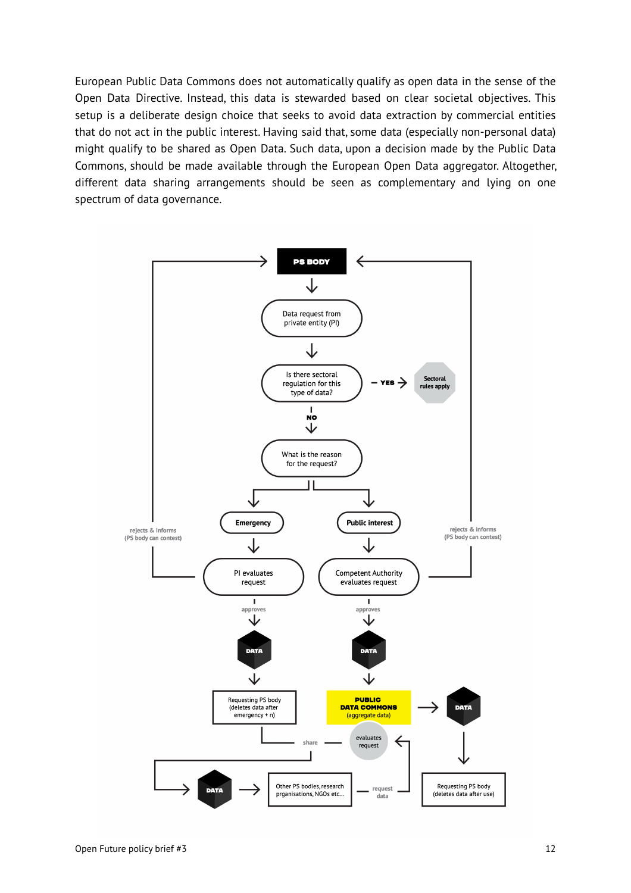European Public Data Commons does not automatically qualify as open data in the sense of the Open Data Directive. Instead, this data is stewarded based on clear societal objectives. This setup is a deliberate design choice that seeks to avoid data extraction by commercial entities that do not act in the public interest. Having said that, some data (especially non-personal data) might qualify to be shared as Open Data. Such data, upon a decision made by the Public Data Commons, should be made available through the European Open Data aggregator. Altogether, different data sharing arrangements should be seen as complementary and lying on one spectrum of data governance.

PS BODY

Data request from private entity (PI)

Is there sectoral regulation for this type of data? — YES → Sectoral rules apply

NO

What is the reason for the request?

Emergency | Public interest

PI evaluates request | Competent Authority evaluates request

rejects & informs (PS body can contest) | rejects & informs (PS body can contest)

approves | approves

DATA | DATA

Requesting PS body (deletes data after emergency + n) | PUBLIC DATA COMMONS (aggregate data) → DATA

share | evaluates request

DATA → Other PS bodies, research prganisations, NGOs etc... — request data

Requesting PS body (deletes data after use)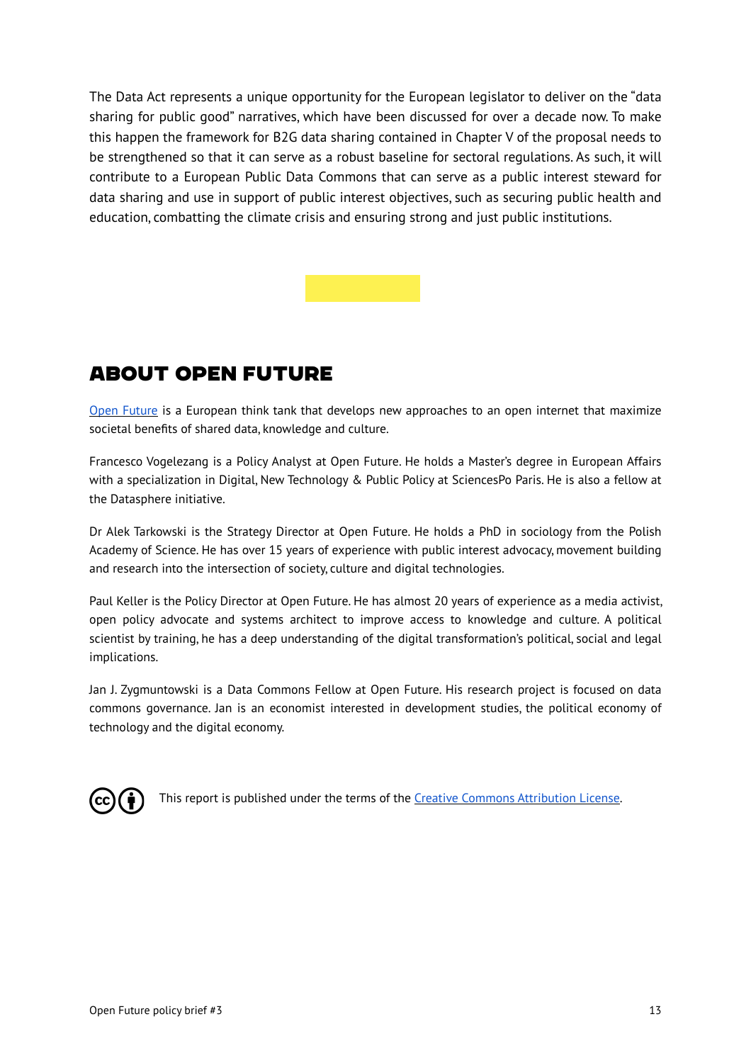The Data Act represents a unique opportunity for the European legislator to deliver on the "data sharing for public good" narratives, which have been discussed for over a decade now. To make this happen the framework for B2G data sharing contained in Chapter V of the proposal needs to be strengthened so that it can serve as a robust baseline for sectoral regulations. As such, it will contribute to a European Public Data Commons that can serve as a public interest steward for data sharing and use in support of public interest objectives, such as securing public health and education, combatting the climate crisis and ensuring strong and just public institutions.

## ABOUT OPEN FUTURE

[Open Future](https://openfuture.eu) is a European think tank that develops new approaches to an open internet that maximize societal benefits of shared data, knowledge and culture.

Francesco Vogelezang is a Policy Analyst at Open Future. He holds a Master's degree in European Affairs with a specialization in Digital, New Technology & Public Policy at SciencesPo Paris. He is also a fellow at the Datasphere initiative.

Dr Alek Tarkowski is the Strategy Director at Open Future. He holds a PhD in sociology from the Polish Academy of Science. He has over 15 years of experience with public interest advocacy, movement building and research into the intersection of society, culture and digital technologies.

Paul Keller is the Policy Director at Open Future. He has almost 20 years of experience as a media activist, open policy advocate and systems architect to improve access to knowledge and culture. A political scientist by training, he has a deep understanding of the digital transformation's political, social and legal implications.

Jan J. Zygmuntowski is a Data Commons Fellow at Open Future. His research project is focused on data commons governance. Jan is an economist interested in development studies, the political economy of technology and the digital economy.

This report is published under the terms of the [Creative Commons Attribution License](https://creativecommons.org/licenses/by/4.0/).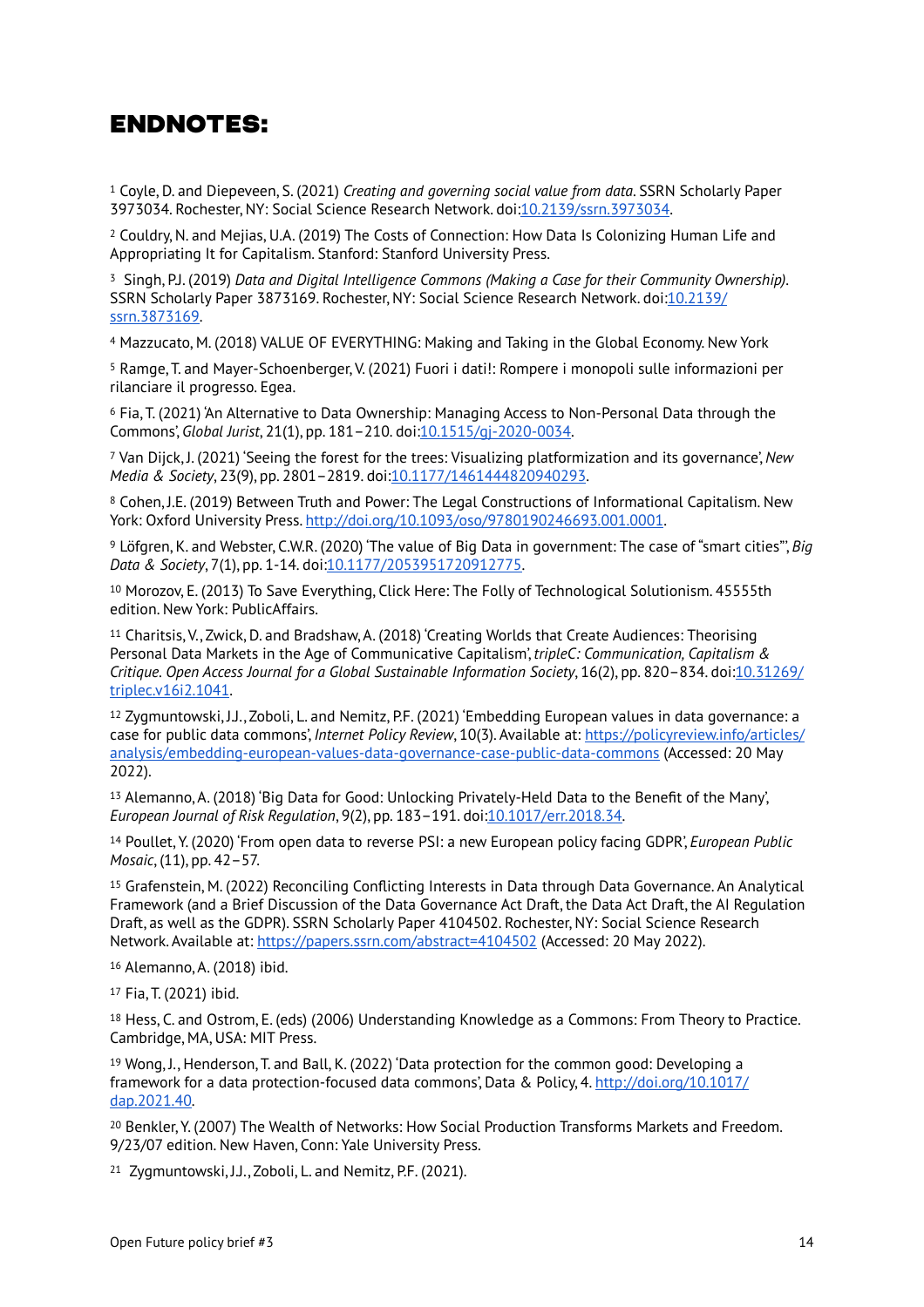# ENDNOTES:

[1] Coyle, D. and Diepeveen, S. (2021) *Creating and governing social value from data*. SSRN Scholarly Paper 3973034. Rochester, NY: Social Science Research Network. doi:10.2139/ssrn.3973034.

[2] Couldry, N. and Mejias, U.A. (2019) The Costs of Connection: How Data Is Colonizing Human Life and Appropriating It for Capitalism. Stanford: Stanford University Press.

[3] Singh, P.J. (2019) *Data and Digital Intelligence Commons (Making a Case for their Community Ownership)*. SSRN Scholarly Paper 3873169. Rochester, NY: Social Science Research Network. doi:10.2139/ssrn.3873169.

[4] Mazzucato, M. (2018) VALUE OF EVERYTHING: Making and Taking in the Global Economy. New York

[5] Ramge, T. and Mayer-Schoenberger, V. (2021) Fuori i dati!: Rompere i monopoli sulle informazioni per rilanciare il progresso. Egea.

[6] Fia, T. (2021) 'An Alternative to Data Ownership: Managing Access to Non-Personal Data through the Commons', *Global Jurist*, 21(1), pp. 181–210. doi:10.1515/gj-2020-0034.

[7] Van Dijck, J. (2021) 'Seeing the forest for the trees: Visualizing platformization and its governance', *New Media & Society*, 23(9), pp. 2801–2819. doi:10.1177/1461444820940293.

[8] Cohen, J.E. (2019) Between Truth and Power: The Legal Constructions of Informational Capitalism. New York: Oxford University Press. http://doi.org/10.1093/oso/9780190246693.001.0001.

[9] Löfgren, K. and Webster, C.W.R. (2020) 'The value of Big Data in government: The case of "smart cities"', *Big Data & Society*, 7(1), pp. 1-14. doi:10.1177/2053951720912775.

[10] Morozov, E. (2013) To Save Everything, Click Here: The Folly of Technological Solutionism. 45555th edition. New York: PublicAffairs.

[11] Charitsis, V., Zwick, D. and Bradshaw, A. (2018) 'Creating Worlds that Create Audiences: Theorising Personal Data Markets in the Age of Communicative Capitalism', *tripleC: Communication, Capitalism & Critique. Open Access Journal for a Global Sustainable Information Society*, 16(2), pp. 820–834. doi:10.31269/triplec.v16i2.1041.

[12] Zygmuntowski, J.J., Zoboli, L. and Nemitz, P.F. (2021) 'Embedding European values in data governance: a case for public data commons', *Internet Policy Review*, 10(3). Available at: https://policyreview.info/articles/analysis/embedding-european-values-data-governance-case-public-data-commons (Accessed: 20 May 2022).

[13] Alemanno, A. (2018) 'Big Data for Good: Unlocking Privately-Held Data to the Benefit of the Many', *European Journal of Risk Regulation*, 9(2), pp. 183–191. doi:10.1017/err.2018.34.

[14] Poullet, Y. (2020) 'From open data to reverse PSI: a new European policy facing GDPR', *European Public Mosaic*, (11), pp. 42–57.

[15] Grafenstein, M. (2022) Reconciling Conflicting Interests in Data through Data Governance. An Analytical Framework (and a Brief Discussion of the Data Governance Act Draft, the Data Act Draft, the AI Regulation Draft, as well as the GDPR). SSRN Scholarly Paper 4104502. Rochester, NY: Social Science Research Network. Available at: https://papers.ssrn.com/abstract=4104502 (Accessed: 20 May 2022).

[16] Alemanno, A. (2018) ibid.

[17] Fia, T. (2021) ibid.

[18] Hess, C. and Ostrom, E. (eds) (2006) Understanding Knowledge as a Commons: From Theory to Practice. Cambridge, MA, USA: MIT Press.

[19] Wong, J., Henderson, T. and Ball, K. (2022) 'Data protection for the common good: Developing a framework for a data protection-focused data commons', Data & Policy, 4. http://doi.org/10.1017/dap.2021.40.

[20] Benkler, Y. (2007) The Wealth of Networks: How Social Production Transforms Markets and Freedom. 9/23/07 edition. New Haven, Conn: Yale University Press.

[21] Zygmuntowski, J.J., Zoboli, L. and Nemitz, P.F. (2021).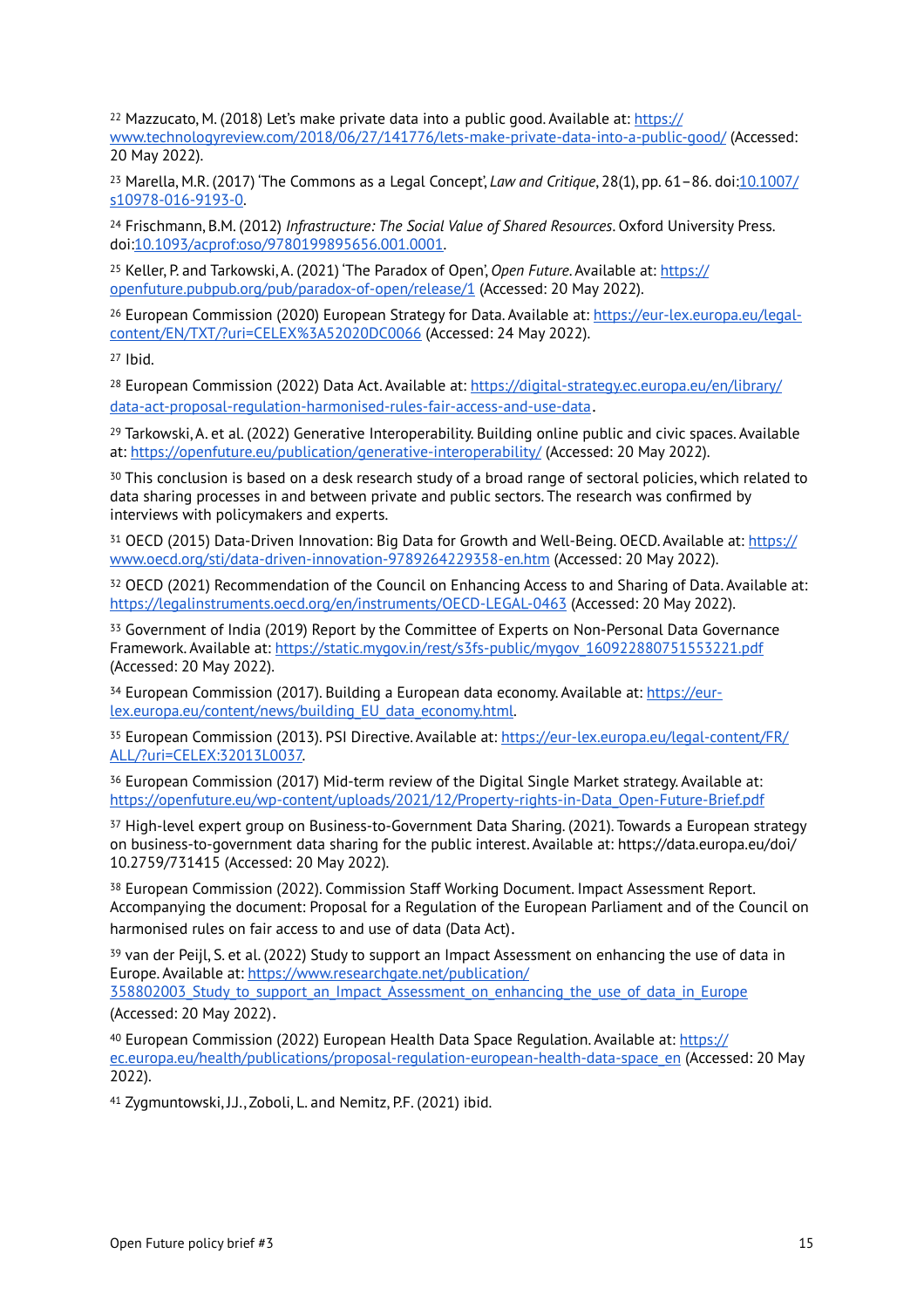[22] Mazzucato, M. (2018) Let's make private data into a public good. Available at: https://www.technologyreview.com/2018/06/27/141776/lets-make-private-data-into-a-public-good/ (Accessed: 20 May 2022).

[23] Marella, M.R. (2017) 'The Commons as a Legal Concept', *Law and Critique*, 28(1), pp. 61–86. doi:10.1007/s10978-016-9193-0.

[24] Frischmann, B.M. (2012) *Infrastructure: The Social Value of Shared Resources*. Oxford University Press. doi:10.1093/acprof:oso/9780199895656.001.0001.

[25] Keller, P. and Tarkowski, A. (2021) 'The Paradox of Open', *Open Future*. Available at: https://openfuture.pubpub.org/pub/paradox-of-open/release/1 (Accessed: 20 May 2022).

[26] European Commission (2020) European Strategy for Data. Available at: https://eur-lex.europa.eu/legal-content/EN/TXT/?uri=CELEX%3A52020DC0066 (Accessed: 24 May 2022).

[27] Ibid.

[28] European Commission (2022) Data Act. Available at: https://digital-strategy.ec.europa.eu/en/library/data-act-proposal-regulation-harmonised-rules-fair-access-and-use-data.

[29] Tarkowski, A. et al. (2022) Generative Interoperability. Building online public and civic spaces. Available at: https://openfuture.eu/publication/generative-interoperability/ (Accessed: 20 May 2022).

[30] This conclusion is based on a desk research study of a broad range of sectoral policies, which related to data sharing processes in and between private and public sectors. The research was confirmed by interviews with policymakers and experts.

[31] OECD (2015) Data-Driven Innovation: Big Data for Growth and Well-Being. OECD. Available at: https://www.oecd.org/sti/data-driven-innovation-9789264229358-en.htm (Accessed: 20 May 2022).

[32] OECD (2021) Recommendation of the Council on Enhancing Access to and Sharing of Data. Available at: https://legalinstruments.oecd.org/en/instruments/OECD-LEGAL-0463 (Accessed: 20 May 2022).

[33] Government of India (2019) Report by the Committee of Experts on Non-Personal Data Governance Framework. Available at: https://static.mygov.in/rest/s3fs-public/mygov_160922880751553221.pdf (Accessed: 20 May 2022).

[34] European Commission (2017). Building a European data economy. Available at: https://eur-lex.europa.eu/content/news/building_EU_data_economy.html.

[35] European Commission (2013). PSI Directive. Available at: https://eur-lex.europa.eu/legal-content/FR/ALL/?uri=CELEX:32013L0037.

[36] European Commission (2017) Mid-term review of the Digital Single Market strategy. Available at: https://openfuture.eu/wp-content/uploads/2021/12/Property-rights-in-Data_Open-Future-Brief.pdf

[37] High-level expert group on Business-to-Government Data Sharing. (2021). Towards a European strategy on business-to-government data sharing for the public interest. Available at: https://data.europa.eu/doi/10.2759/731415 (Accessed: 20 May 2022).

[38] European Commission (2022). Commission Staff Working Document. Impact Assessment Report. Accompanying the document: Proposal for a Regulation of the European Parliament and of the Council on harmonised rules on fair access to and use of data (Data Act).

[39] van der Peijl, S. et al. (2022) Study to support an Impact Assessment on enhancing the use of data in Europe. Available at: https://www.researchgate.net/publication/358802003_Study_to_support_an_Impact_Assessment_on_enhancing_the_use_of_data_in_Europe (Accessed: 20 May 2022).

[40] European Commission (2022) European Health Data Space Regulation. Available at: https://ec.europa.eu/health/publications/proposal-regulation-european-health-data-space_en (Accessed: 20 May 2022).

[41] Zygmuntowski, J.J., Zoboli, L. and Nemitz, P.F. (2021) ibid.